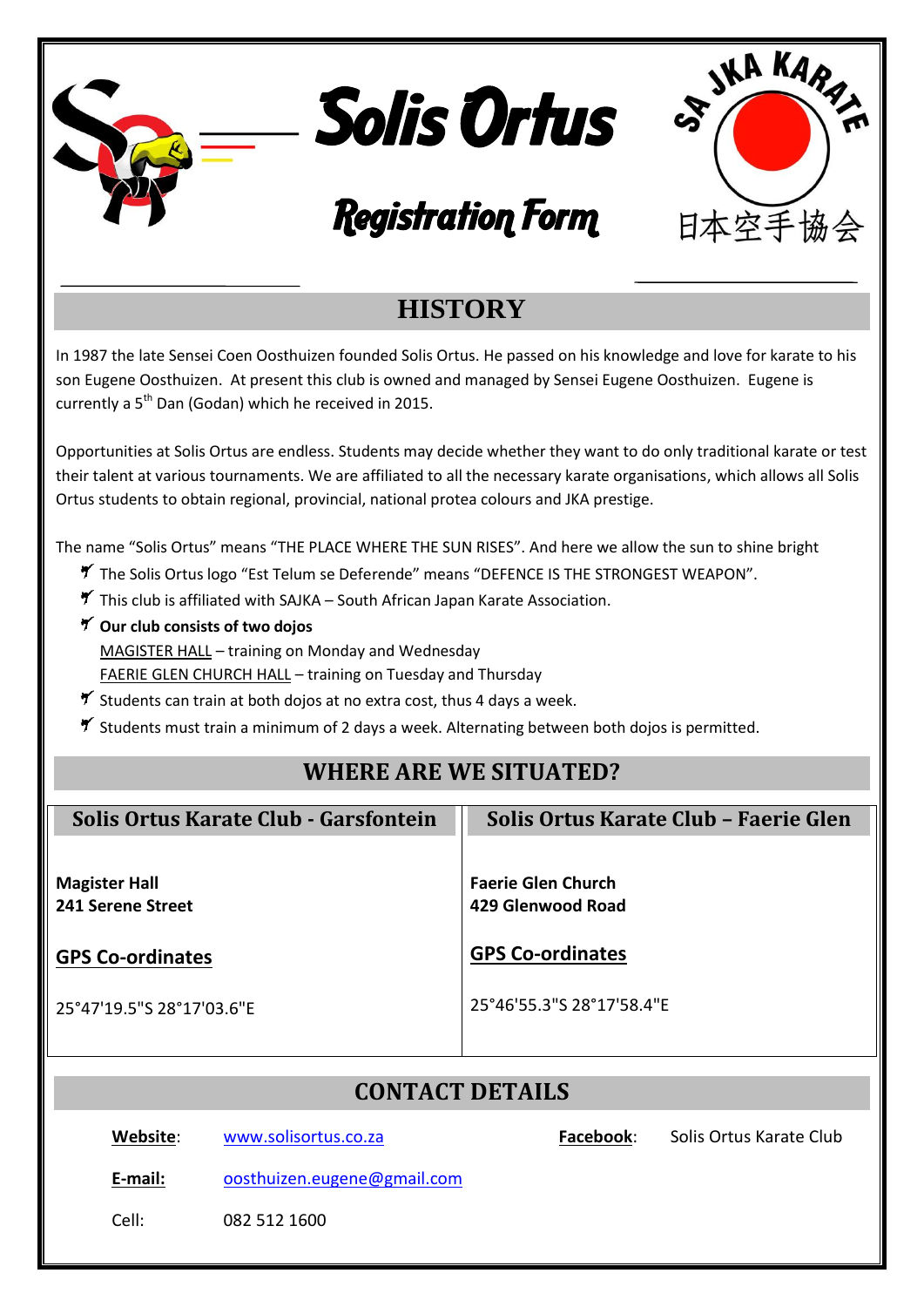# Solis Ortus

## Registration Form

SA JKA KARATE

日本空手協会

## HISTORY

In 1987 the late Sensei Coen Oosthuizen founded Solis Ortus. He passed on his knowledge and love for karate to his son Eugene Oosthuizen. At present this club is owned and managed by Sensei Eugene Oosthuizen. Eugene is currently a 5th Dan (Godan) which he received in 2015.

Opportunities at Solis Ortus are endless. Students may decide whether they want to do only traditional karate or test their talent at various tournaments. We are affiliated to all the necessary karate organisations, which allows all Solis Ortus students to obtain regional, provincial, national protea colours and JKA prestige.

The name "Solis Ortus" means "THE PLACE WHERE THE SUN RISES". And here we allow the sun to shine bright

- The Solis Ortus logo "Est Telum se Deferende" means "DEFENCE IS THE STRONGEST WEAPON".
- This club is affiliated with SAJKA – South African Japan Karate Association.
- **Our club consists of two dojos**
  MAGISTER HALL – training on Monday and Wednesday
  FAERIE GLEN CHURCH HALL – training on Tuesday and Thursday
- Students can train at both dojos at no extra cost, thus 4 days a week.
- Students must train a minimum of 2 days a week. Alternating between both dojos is permitted.

## WHERE ARE WE SITUATED?

| Solis Ortus Karate Club - Garsfontein | Solis Ortus Karate Club – Faerie Glen |
|---|---|
| **Magister Hall**<br>**241 Serene Street** | **Faerie Glen Church**<br>**429 Glenwood Road** |
| **GPS Co-ordinates** | **GPS Co-ordinates** |
| 25°47'19.5"S 28°17'03.6"E | 25°46'55.3"S 28°17'58.4"E |

## CONTACT DETAILS

**Website**: www.solisortus.co.za

**Facebook**: Solis Ortus Karate Club

**E-mail:** oosthuizen.eugene@gmail.com

Cell: 082 512 1600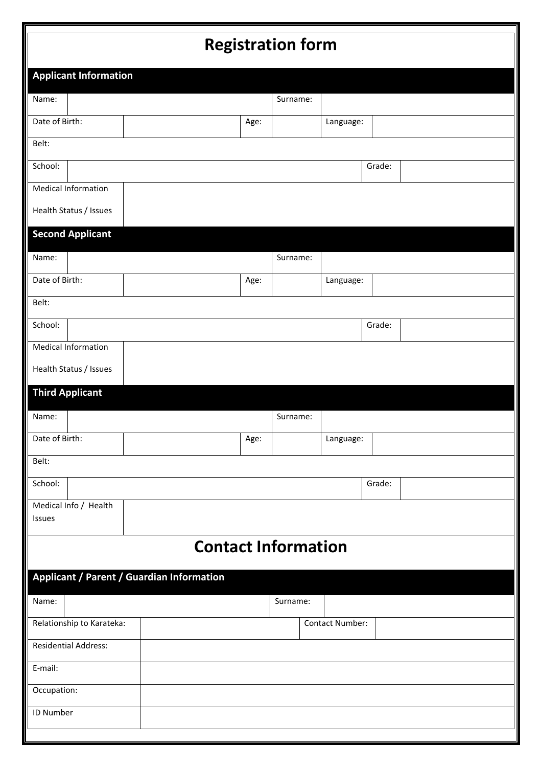# Registration form

## Applicant Information

| Name: | | Surname: | |
|---|---|---|---|
| Date of Birth: | | Age: | |
| Language: | | | |
| Belt: | | | |
| School: | | Grade: | |
| Medical Information<br>Health Status / Issues | | | |

## Second Applicant

| Name: | | Surname: | |
|---|---|---|---|
| Date of Birth: | | Age: | |
| Language: | | | |
| Belt: | | | |
| School: | | Grade: | |
| Medical Information<br>Health Status / Issues | | | |

## Third Applicant

| Name: | | Surname: | |
|---|---|---|---|
| Date of Birth: | | Age: | |
| Language: | | | |
| Belt: | | | |
| School: | | Grade: | |
| Medical Info / Health Issues | | | |

# Contact Information

## Applicant / Parent / Guardian Information

| Name: | | Surname: | |
|---|---|---|---|
| Relationship to Karateka: | | Contact Number: | |
| Residential Address: | | | |
| E-mail: | | | |
| Occupation: | | | |
| ID Number | | | |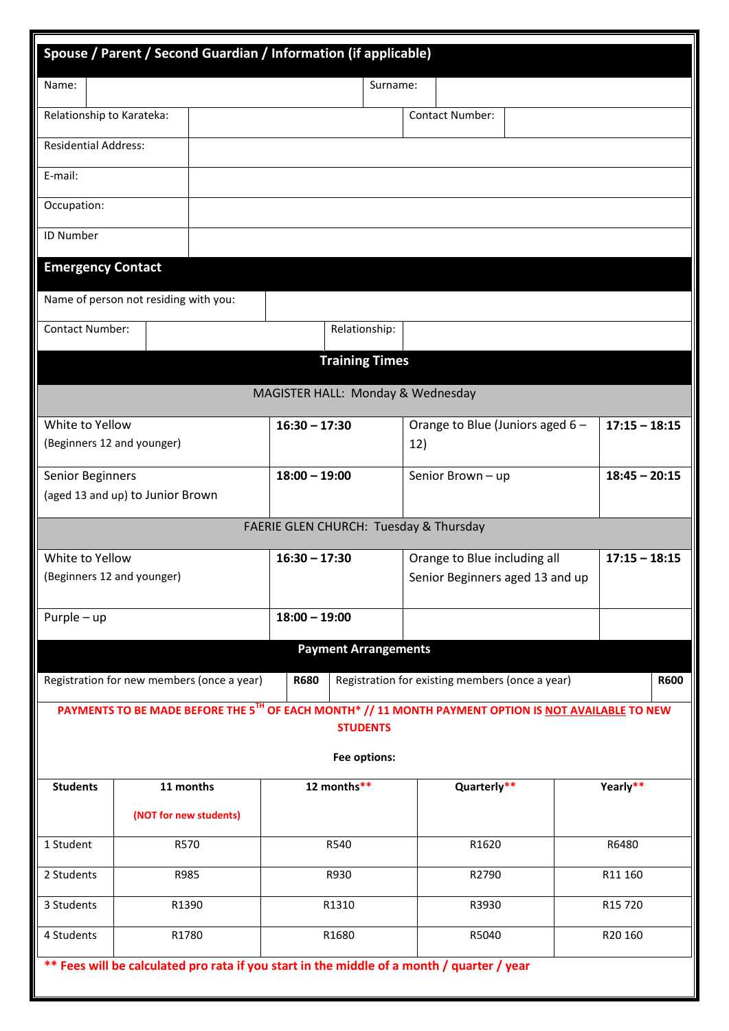## Spouse / Parent / Second Guardian / Information (if applicable)

| Name: | | Surname: | |
|---|---|---|---|
| Relationship to Karateka: | | Contact Number: | |
| Residential Address: | | | |
| E-mail: | | | |
| Occupation: | | | |
| ID Number | | | |

## Emergency Contact

| Name of person not residing with you: | | | |
|---|---|---|---|
| Contact Number: | | Relationship: | |

## Training Times

**MAGISTER HALL: Monday & Wednesday**

| | | | |
|---|---|---|---|
| White to Yellow (Beginners 12 and younger) | **16:30 – 17:30** | Orange to Blue (Juniors aged 6 – 12) | **17:15 – 18:15** |
| Senior Beginners (aged 13 and up) to Junior Brown | **18:00 – 19:00** | Senior Brown – up | **18:45 – 20:15** |

**FAERIE GLEN CHURCH: Tuesday & Thursday**

| | | | |
|---|---|---|---|
| White to Yellow (Beginners 12 and younger) | **16:30 – 17:30** | Orange to Blue including all Senior Beginners aged 13 and up | **17:15 – 18:15** |
| Purple – up | **18:00 – 19:00** | | |

## Payment Arrangements

| Registration for new members (once a year) | **R680** | Registration for existing members (once a year) | **R600** |
|---|---|---|---|

**PAYMENTS TO BE MADE BEFORE THE 5TH OF EACH MONTH* // 11 MONTH PAYMENT OPTION IS NOT AVAILABLE TO NEW STUDENTS**

**Fee options:**

| **Students** | **11 months** **(NOT for new students)** | **12 months**** | **Quarterly**** | **Yearly**** |
|---|---|---|---|---|
| 1 Student | R570 | R540 | R1620 | R6480 |
| 2 Students | R985 | R930 | R2790 | R11 160 |
| 3 Students | R1390 | R1310 | R3930 | R15 720 |
| 4 Students | R1780 | R1680 | R5040 | R20 160 |

**** Fees will be calculated pro rata if you start in the middle of a month / quarter / year**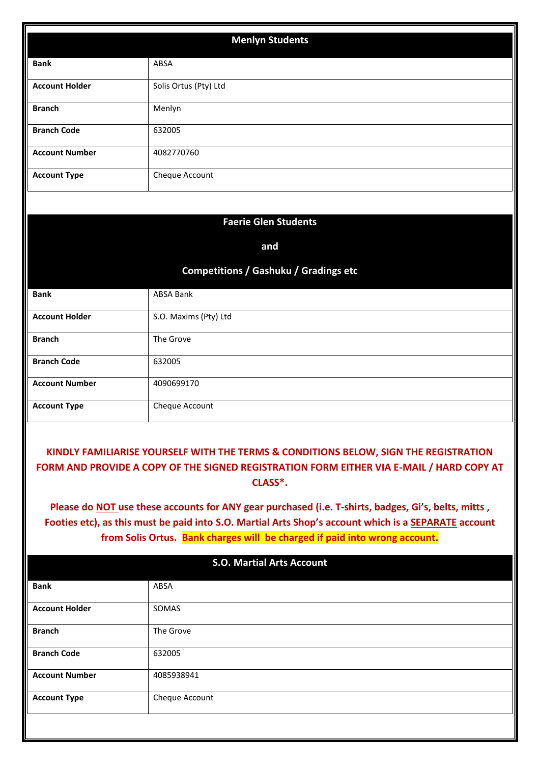| Menlyn Students | |
|---|---|
| **Bank** | ABSA |
| **Account Holder** | Solis Ortus (Pty) Ltd |
| **Branch** | Menlyn |
| **Branch Code** | 632005 |
| **Account Number** | 4082770760 |
| **Account Type** | Cheque Account |

| Faerie Glen Students and Competitions / Gashuku / Gradings etc | |
|---|---|
| **Bank** | ABSA Bank |
| **Account Holder** | S.O. Maxims (Pty) Ltd |
| **Branch** | The Grove |
| **Branch Code** | 632005 |
| **Account Number** | 4090699170 |
| **Account Type** | Cheque Account |

**KINDLY FAMILIARISE YOURSELF WITH THE TERMS & CONDITIONS BELOW, SIGN THE REGISTRATION FORM AND PROVIDE A COPY OF THE SIGNED REGISTRATION FORM EITHER VIA E-MAIL / HARD COPY AT CLASS*.**

**Please do NOT use these accounts for ANY gear purchased (i.e. T-shirts, badges, Gi's, belts, mitts , Footies etc), as this must be paid into S.O. Martial Arts Shop's account which is a SEPARATE account from Solis Ortus. Bank charges will be charged if paid into wrong account.**

| S.O. Martial Arts Account | |
|---|---|
| **Bank** | ABSA |
| **Account Holder** | SOMAS |
| **Branch** | The Grove |
| **Branch Code** | 632005 |
| **Account Number** | 4085938941 |
| **Account Type** | Cheque Account |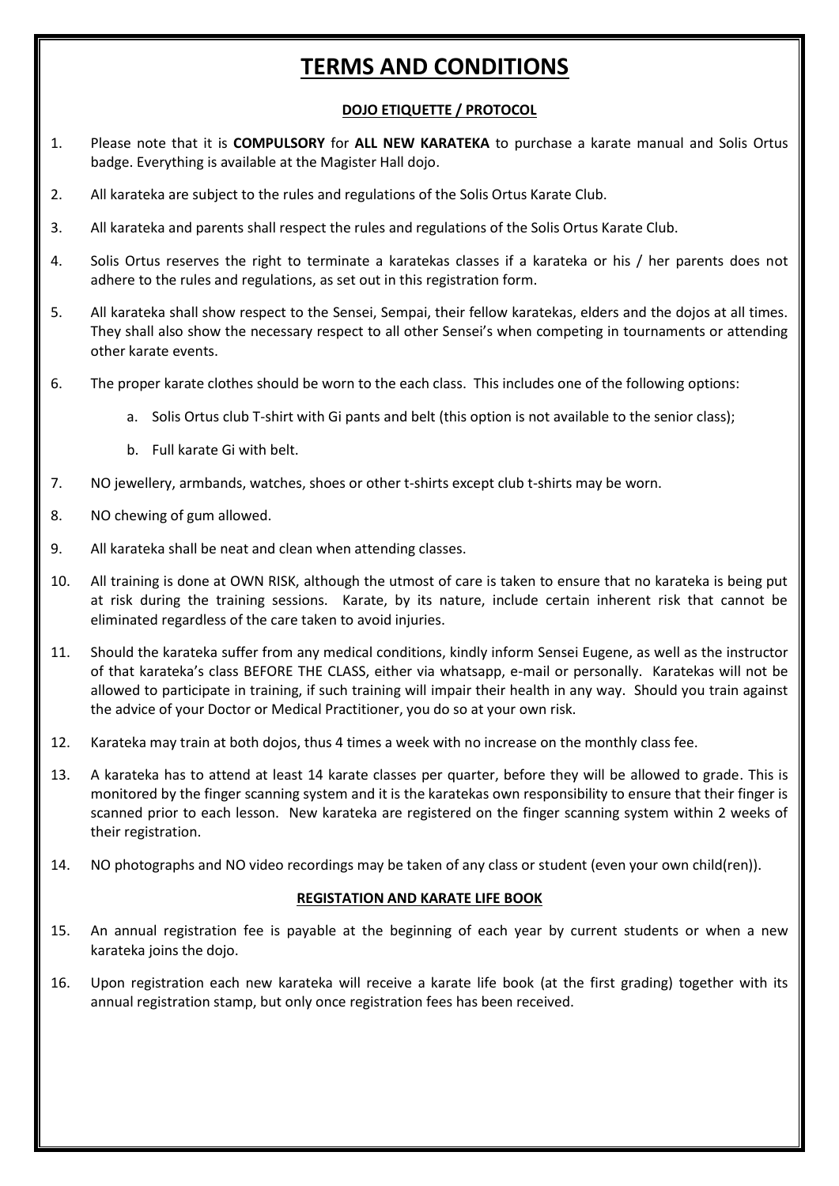# TERMS AND CONDITIONS

## DOJO ETIQUETTE / PROTOCOL

1. Please note that it is **COMPULSORY** for **ALL NEW KARATEKA** to purchase a karate manual and Solis Ortus badge. Everything is available at the Magister Hall dojo.
2. All karateka are subject to the rules and regulations of the Solis Ortus Karate Club.
3. All karateka and parents shall respect the rules and regulations of the Solis Ortus Karate Club.
4. Solis Ortus reserves the right to terminate a karatekas classes if a karateka or his / her parents does not adhere to the rules and regulations, as set out in this registration form.
5. All karateka shall show respect to the Sensei, Sempai, their fellow karatekas, elders and the dojos at all times. They shall also show the necessary respect to all other Sensei's when competing in tournaments or attending other karate events.
6. The proper karate clothes should be worn to the each class. This includes one of the following options:
    a. Solis Ortus club T-shirt with Gi pants and belt (this option is not available to the senior class);
    b. Full karate Gi with belt.
7. NO jewellery, armbands, watches, shoes or other t-shirts except club t-shirts may be worn.
8. NO chewing of gum allowed.
9. All karateka shall be neat and clean when attending classes.
10. All training is done at OWN RISK, although the utmost of care is taken to ensure that no karateka is being put at risk during the training sessions. Karate, by its nature, include certain inherent risk that cannot be eliminated regardless of the care taken to avoid injuries.
11. Should the karateka suffer from any medical conditions, kindly inform Sensei Eugene, as well as the instructor of that karateka's class BEFORE THE CLASS, either via whatsapp, e-mail or personally. Karatekas will not be allowed to participate in training, if such training will impair their health in any way. Should you train against the advice of your Doctor or Medical Practitioner, you do so at your own risk.
12. Karateka may train at both dojos, thus 4 times a week with no increase on the monthly class fee.
13. A karateka has to attend at least 14 karate classes per quarter, before they will be allowed to grade. This is monitored by the finger scanning system and it is the karatekas own responsibility to ensure that their finger is scanned prior to each lesson. New karateka are registered on the finger scanning system within 2 weeks of their registration.
14. NO photographs and NO video recordings may be taken of any class or student (even your own child(ren)).

## REGISTATION AND KARATE LIFE BOOK

15. An annual registration fee is payable at the beginning of each year by current students or when a new karateka joins the dojo.
16. Upon registration each new karateka will receive a karate life book (at the first grading) together with its annual registration stamp, but only once registration fees has been received.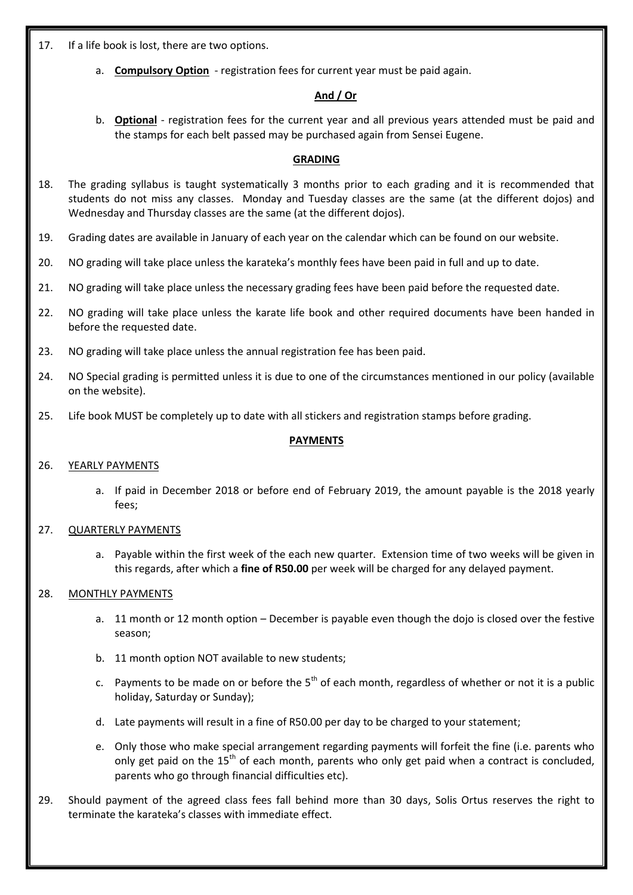17. If a life book is lost, there are two options.

    a. **Compulsory Option** - registration fees for current year must be paid again.

    **And / Or**

    b. **Optional** - registration fees for the current year and all previous years attended must be paid and the stamps for each belt passed may be purchased again from Sensei Eugene.

**GRADING**

18. The grading syllabus is taught systematically 3 months prior to each grading and it is recommended that students do not miss any classes. Monday and Tuesday classes are the same (at the different dojos) and Wednesday and Thursday classes are the same (at the different dojos).

19. Grading dates are available in January of each year on the calendar which can be found on our website.

20. NO grading will take place unless the karateka's monthly fees have been paid in full and up to date.

21. NO grading will take place unless the necessary grading fees have been paid before the requested date.

22. NO grading will take place unless the karate life book and other required documents have been handed in before the requested date.

23. NO grading will take place unless the annual registration fee has been paid.

24. NO Special grading is permitted unless it is due to one of the circumstances mentioned in our policy (available on the website).

25. Life book MUST be completely up to date with all stickers and registration stamps before grading.

**PAYMENTS**

26. YEARLY PAYMENTS

    a. If paid in December 2018 or before end of February 2019, the amount payable is the 2018 yearly fees;

27. QUARTERLY PAYMENTS

    a. Payable within the first week of the each new quarter. Extension time of two weeks will be given in this regards, after which a **fine of R50.00** per week will be charged for any delayed payment.

28. MONTHLY PAYMENTS

    a. 11 month or 12 month option – December is payable even though the dojo is closed over the festive season;

    b. 11 month option NOT available to new students;

    c. Payments to be made on or before the 5th of each month, regardless of whether or not it is a public holiday, Saturday or Sunday);

    d. Late payments will result in a fine of R50.00 per day to be charged to your statement;

    e. Only those who make special arrangement regarding payments will forfeit the fine (i.e. parents who only get paid on the 15th of each month, parents who only get paid when a contract is concluded, parents who go through financial difficulties etc).

29. Should payment of the agreed class fees fall behind more than 30 days, Solis Ortus reserves the right to terminate the karateka's classes with immediate effect.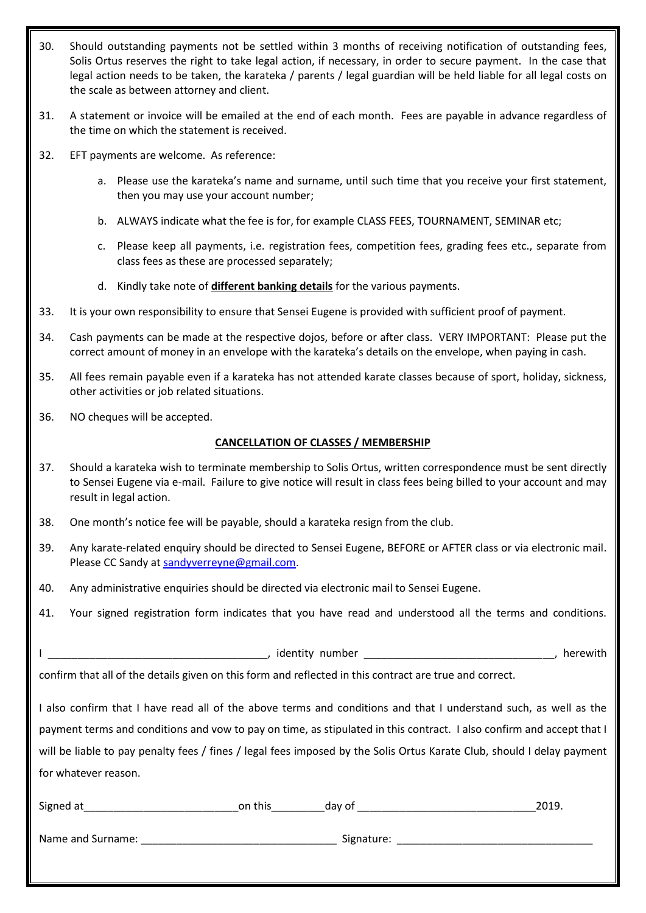30. Should outstanding payments not be settled within 3 months of receiving notification of outstanding fees, Solis Ortus reserves the right to take legal action, if necessary, in order to secure payment. In the case that legal action needs to be taken, the karateka / parents / legal guardian will be held liable for all legal costs on the scale as between attorney and client.

31. A statement or invoice will be emailed at the end of each month. Fees are payable in advance regardless of the time on which the statement is received.

32. EFT payments are welcome. As reference:

    a. Please use the karateka's name and surname, until such time that you receive your first statement, then you may use your account number;

    b. ALWAYS indicate what the fee is for, for example CLASS FEES, TOURNAMENT, SEMINAR etc;

    c. Please keep all payments, i.e. registration fees, competition fees, grading fees etc., separate from class fees as these are processed separately;

    d. Kindly take note of **<u>different banking details</u>** for the various payments.

33. It is your own responsibility to ensure that Sensei Eugene is provided with sufficient proof of payment.

34. Cash payments can be made at the respective dojos, before or after class. VERY IMPORTANT: Please put the correct amount of money in an envelope with the karateka's details on the envelope, when paying in cash.

35. All fees remain payable even if a karateka has not attended karate classes because of sport, holiday, sickness, other activities or job related situations.

36. NO cheques will be accepted.

**<u>CANCELLATION OF CLASSES / MEMBERSHIP</u>**

37. Should a karateka wish to terminate membership to Solis Ortus, written correspondence must be sent directly to Sensei Eugene via e-mail. Failure to give notice will result in class fees being billed to your account and may result in legal action.

38. One month's notice fee will be payable, should a karateka resign from the club.

39. Any karate-related enquiry should be directed to Sensei Eugene, BEFORE or AFTER class or via electronic mail. Please CC Sandy at sandyverreyne@gmail.com.

40. Any administrative enquiries should be directed via electronic mail to Sensei Eugene.

41. Your signed registration form indicates that you have read and understood all the terms and conditions.

I _____________________________________, identity number ________________________________, herewith confirm that all of the details given on this form and reflected in this contract are true and correct.

I also confirm that I have read all of the above terms and conditions and that I understand such, as well as the payment terms and conditions and vow to pay on time, as stipulated in this contract. I also confirm and accept that I will be liable to pay penalty fees / fines / legal fees imposed by the Solis Ortus Karate Club, should I delay payment for whatever reason.

Signed at__________________________on this_________day of ______________________________2019.

Name and Surname: _________________________________ Signature: _________________________________